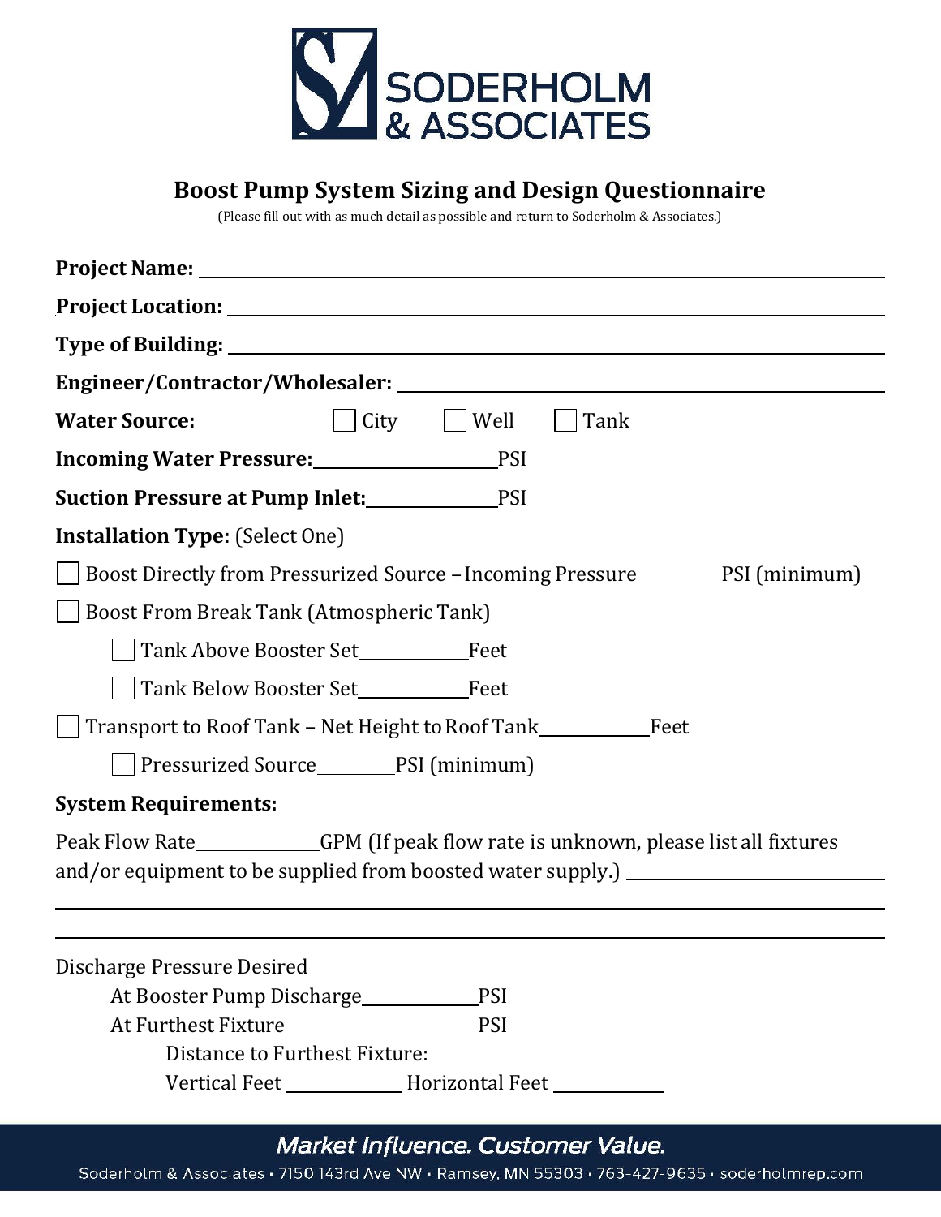# SODERHOLM & ASSOCIATES

## Boost Pump System Sizing and Design Questionnaire

(Please fill out with as much detail as possible and return to Soderholm & Associates.)

**Project Name:** ____________________________________________

**Project Location:** ____________________________________________

**Type of Building:** ____________________________________________

**Engineer/Contractor/Wholesaler:** ____________________________________________

**Water Source:** ☐ City ☐ Well ☐ Tank

**Incoming Water Pressure:** ____________ PSI

**Suction Pressure at Pump Inlet:** ____________ PSI

**Installation Type:** (Select One)

☐ Boost Directly from Pressurized Source – Incoming Pressure ________ PSI (minimum)

☐ Boost From Break Tank (Atmospheric Tank)

- ☐ Tank Above Booster Set ____________ Feet
- ☐ Tank Below Booster Set ____________ Feet

☐ Transport to Roof Tank – Net Height to Roof Tank ____________ Feet

- ☐ Pressurized Source ________ PSI (minimum)

**System Requirements:**

Peak Flow Rate ____________ GPM (If peak flow rate is unknown, please list all fixtures and/or equipment to be supplied from boosted water supply.) ____________________________

____________________________________________________________

____________________________________________________________

Discharge Pressure Desired

- At Booster Pump Discharge ____________ PSI
- At Furthest Fixture ____________ PSI
  - Distance to Furthest Fixture:
  - Vertical Feet ____________ Horizontal Feet ____________

*Market Influence. Customer Value.*

Soderholm & Associates • 7150 143rd Ave NW • Ramsey, MN 55303 • 763-427-9635 • soderholmrep.com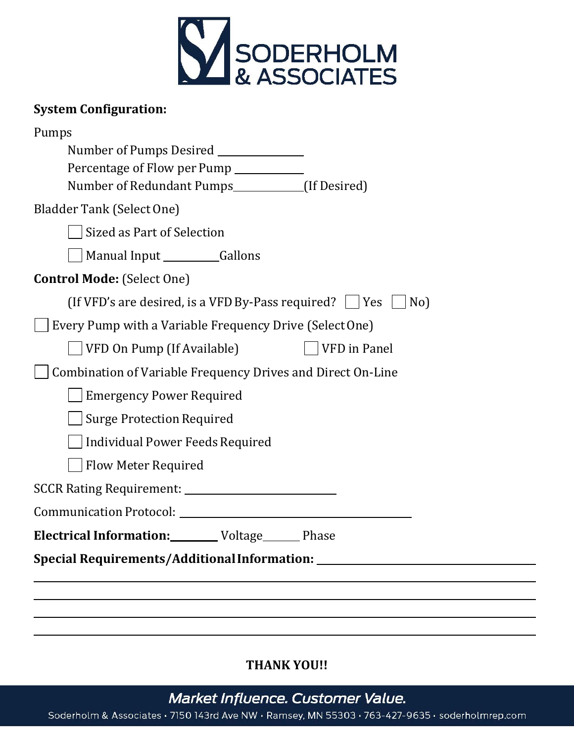**System Configuration:**

Pumps

Number of Pumps Desired ______________

Percentage of Flow per Pump ____________

Number of Redundant Pumps____________(If Desired)

Bladder Tank (Select One)

☐ Sized as Part of Selection

☐ Manual Input __________Gallons

**Control Mode:** (Select One)

(If VFD's are desired, is a VFD By-Pass required? ☐ Yes ☐ No)

☐ Every Pump with a Variable Frequency Drive (Select One)

☐ VFD On Pump (If Available) ☐ VFD in Panel

☐ Combination of Variable Frequency Drives and Direct On-Line

☐ Emergency Power Required

☐ Surge Protection Required

☐ Individual Power Feeds Required

☐ Flow Meter Required

SCCR Rating Requirement: ___________________________

Communication Protocol: __________________________________________

**Electrical Information:**________ Voltage______ Phase

**Special Requirements/Additional Information:** ____________________________________

__________________________________________________________________________

__________________________________________________________________________

__________________________________________________________________________

__________________________________________________________________________

**THANK YOU!!**

*Market Influence. Customer Value.*

Soderholm & Associates • 7150 143rd Ave NW • Ramsey, MN 55303 • 763-427-9635 • soderholmrep.com